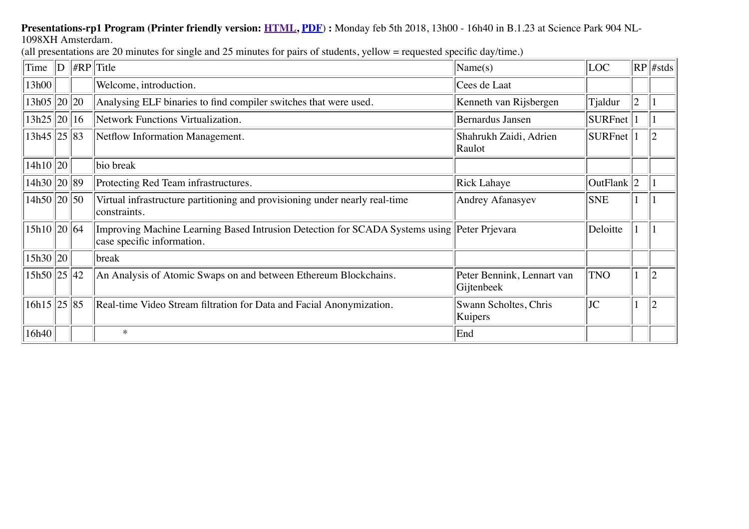**Presentations-rp1 Program (Printer friendly version: HTML, PDF) :** Monday feb 5th 2018, 13h00 - 16h40 in B.1.23 at Science Park 904 NL-1098XH Amsterdam.

(all presentations are 20 minutes for single and 25 minutes for pairs of students, yellow = requested specific day/time.)

| Time | D | #RP | Title | Name(s) | LOC | RP | #stds |
|---|---|---|---|---|---|---|---|
| 13h00 | | | Welcome, introduction. | Cees de Laat | | | |
| 13h05 | 20 | 20 | Analysing ELF binaries to find compiler switches that were used. | Kenneth van Rijsbergen | Tjaldur | 2 | 1 |
| 13h25 | 20 | 16 | Network Functions Virtualization. | Bernardus Jansen | SURFnet | 1 | 1 |
| 13h45 | 25 | 83 | Netflow Information Management. | Shahrukh Zaidi, Adrien Raulot | SURFnet | 1 | 2 |
| 14h10 | 20 | | bio break | | | | |
| 14h30 | 20 | 89 | Protecting Red Team infrastructures. | Rick Lahaye | OutFlank | 2 | 1 |
| 14h50 | 20 | 50 | Virtual infrastructure partitioning and provisioning under nearly real-time constraints. | Andrey Afanasyev | SNE | 1 | 1 |
| 15h10 | 20 | 64 | Improving Machine Learning Based Intrusion Detection for SCADA Systems using case specific information. | Peter Prjevara | Deloitte | 1 | 1 |
| 15h30 | 20 | | break | | | | |
| 15h50 | 25 | 42 | An Analysis of Atomic Swaps on and between Ethereum Blockchains. | Peter Bennink, Lennart van Gijtenbeek | TNO | 1 | 2 |
| 16h15 | 25 | 85 | Real-time Video Stream filtration for Data and Facial Anonymization. | Swann Scholtes, Chris Kuipers | JC | 1 | 2 |
| 16h40 | | | * | End | | | |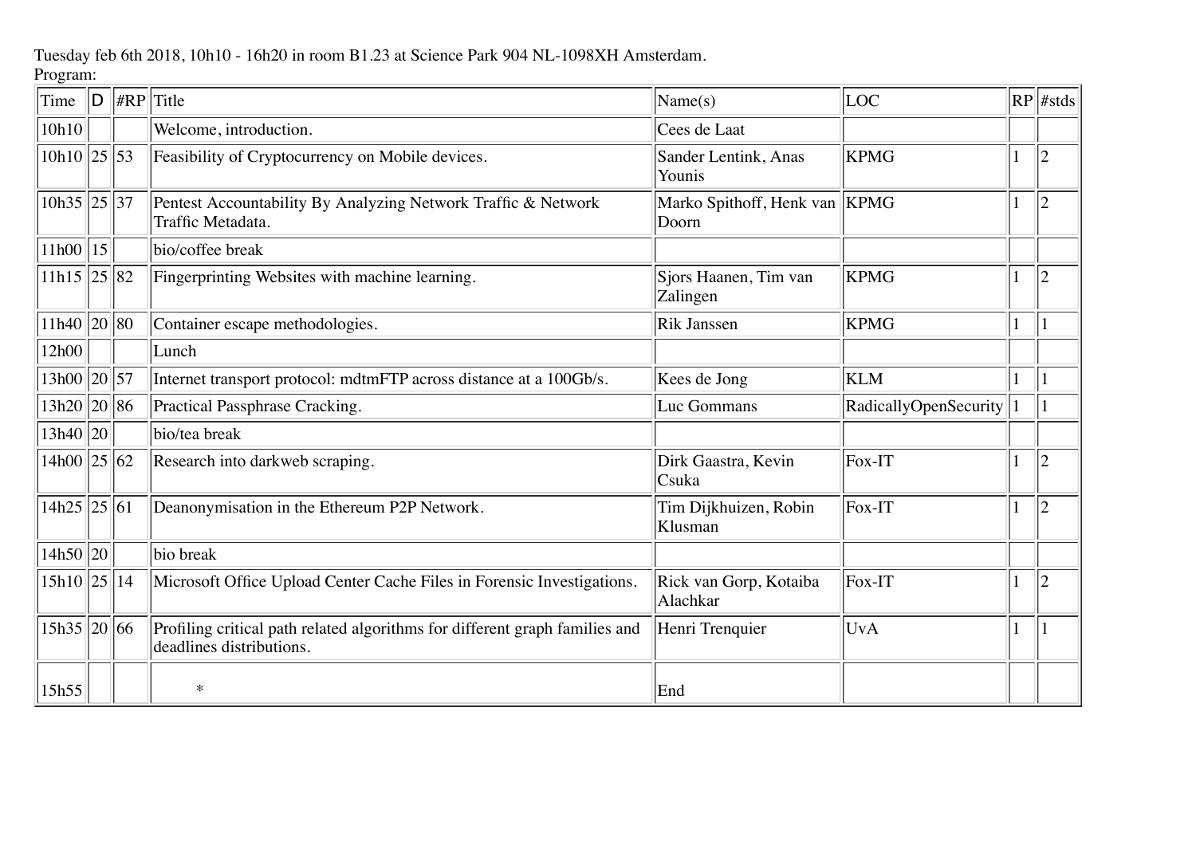Tuesday feb 6th 2018, 10h10 - 16h20 in room B1.23 at Science Park 904 NL-1098XH Amsterdam.
Program:

| Time | D | #RP | Title | Name(s) | LOC | RP | #stds |
|---|---|---|---|---|---|---|---|
| 10h10 | | | Welcome, introduction. | Cees de Laat | | | |
| 10h10 | 25 | 53 | Feasibility of Cryptocurrency on Mobile devices. | Sander Lentink, Anas Younis | KPMG | 1 | 2 |
| 10h35 | 25 | 37 | Pentest Accountability By Analyzing Network Traffic & Network Traffic Metadata. | Marko Spithoff, Henk van Doorn | KPMG | 1 | 2 |
| 11h00 | 15 | | bio/coffee break | | | | |
| 11h15 | 25 | 82 | Fingerprinting Websites with machine learning. | Sjors Haanen, Tim van Zalingen | KPMG | 1 | 2 |
| 11h40 | 20 | 80 | Container escape methodologies. | Rik Janssen | KPMG | 1 | 1 |
| 12h00 | | | Lunch | | | | |
| 13h00 | 20 | 57 | Internet transport protocol: mdtmFTP across distance at a 100Gb/s. | Kees de Jong | KLM | 1 | 1 |
| 13h20 | 20 | 86 | Practical Passphrase Cracking. | Luc Gommans | RadicallyOpenSecurity | 1 | 1 |
| 13h40 | 20 | | bio/tea break | | | | |
| 14h00 | 25 | 62 | Research into darkweb scraping. | Dirk Gaastra, Kevin Csuka | Fox-IT | 1 | 2 |
| 14h25 | 25 | 61 | Deanonymisation in the Ethereum P2P Network. | Tim Dijkhuizen, Robin Klusman | Fox-IT | 1 | 2 |
| 14h50 | 20 | | bio break | | | | |
| 15h10 | 25 | 14 | Microsoft Office Upload Center Cache Files in Forensic Investigations. | Rick van Gorp, Kotaiba Alachkar | Fox-IT | 1 | 2 |
| 15h35 | 20 | 66 | Profiling critical path related algorithms for different graph families and deadlines distributions. | Henri Trenquier | UvA | 1 | 1 |
| 15h55 | | | * | End | | | |